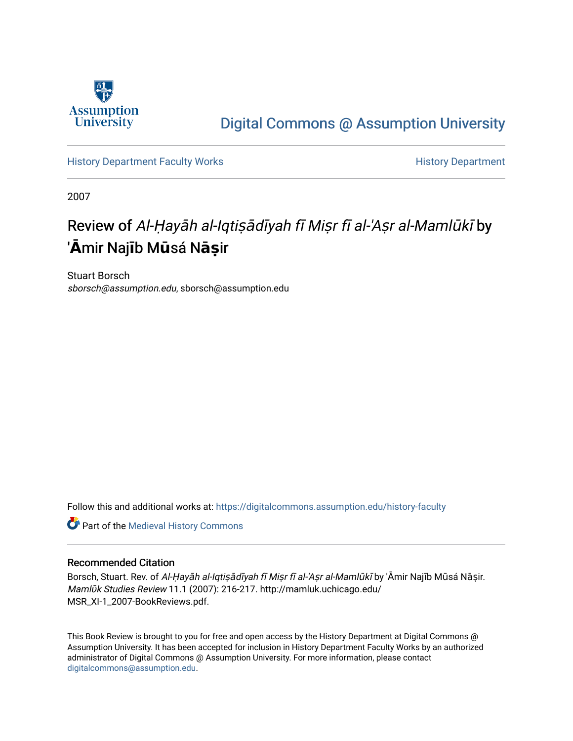Assumption University

Digital Commons @ Assumption University

History Department Faculty Works | History Department

2007

# Review of *Al-Ḥayāh al-Iqtiṣādīyah fī Miṣr fī al-'Aṣr al-Mamlūkī* by 'Āmir Najīb Mūsá Nāṣir

Stuart Borsch
*sborsch@assumption.edu*, sborsch@assumption.edu

Follow this and additional works at: https://digitalcommons.assumption.edu/history-faculty

Part of the Medieval History Commons

### Recommended Citation

Borsch, Stuart. Rev. of *Al-Ḥayāh al-Iqtiṣādīyah fī Miṣr fī al-'Aṣr al-Mamlūkī* by 'Āmir Najīb Mūsá Nāṣir. *Mamlūk Studies Review* 11.1 (2007): 216-217. http://mamluk.uchicago.edu/MSR_XI-1_2007-BookReviews.pdf.

This Book Review is brought to you for free and open access by the History Department at Digital Commons @ Assumption University. It has been accepted for inclusion in History Department Faculty Works by an authorized administrator of Digital Commons @ Assumption University. For more information, please contact digitalcommons@assumption.edu.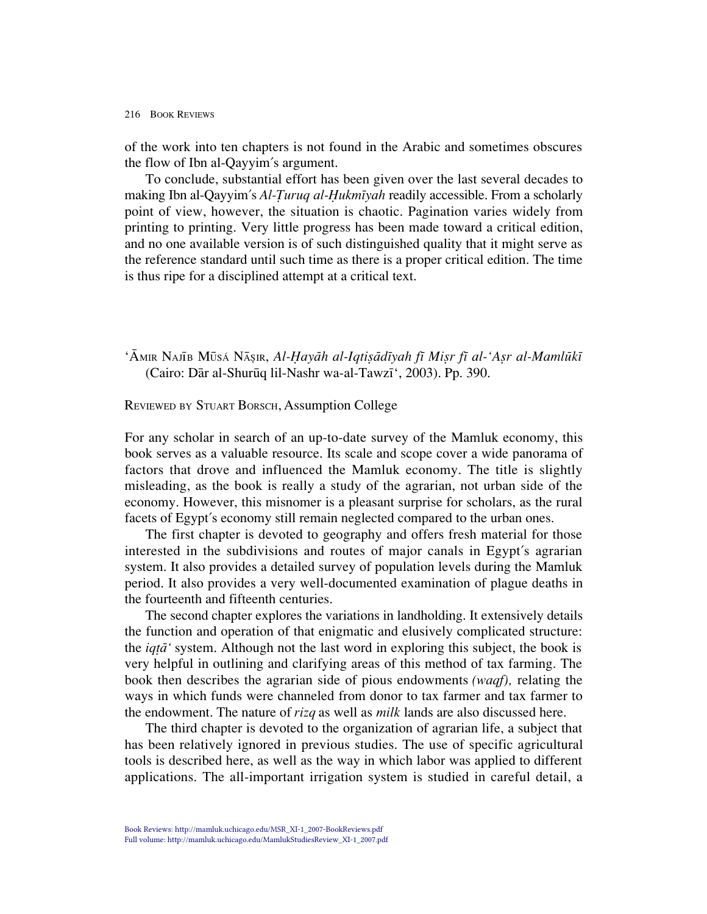of the work into ten chapters is not found in the Arabic and sometimes obscures the flow of Ibn al-Qayyim's argument.

To conclude, substantial effort has been given over the last several decades to making Ibn al-Qayyim's *Al-Ṭuruq al-Ḥukmīyah* readily accessible. From a scholarly point of view, however, the situation is chaotic. Pagination varies widely from printing to printing. Very little progress has been made toward a critical edition, and no one available version is of such distinguished quality that it might serve as the reference standard until such time as there is a proper critical edition. The time is thus ripe for a disciplined attempt at a critical text.

ʿĀMIR NAJĪB MŪSÁ NĀṢIR, *Al-Ḥayāh al-Iqtiṣādīyah fī Miṣr fī al-ʿAṣr al-Mamlūkī* (Cairo: Dār al-Shurūq lil-Nashr wa-al-Tawzīʿ, 2003). Pp. 390.

REVIEWED BY STUART BORSCH, Assumption College

For any scholar in search of an up-to-date survey of the Mamluk economy, this book serves as a valuable resource. Its scale and scope cover a wide panorama of factors that drove and influenced the Mamluk economy. The title is slightly misleading, as the book is really a study of the agrarian, not urban side of the economy. However, this misnomer is a pleasant surprise for scholars, as the rural facets of Egypt's economy still remain neglected compared to the urban ones.

The first chapter is devoted to geography and offers fresh material for those interested in the subdivisions and routes of major canals in Egypt's agrarian system. It also provides a detailed survey of population levels during the Mamluk period. It also provides a very well-documented examination of plague deaths in the fourteenth and fifteenth centuries.

The second chapter explores the variations in landholding. It extensively details the function and operation of that enigmatic and elusively complicated structure: the *iqṭāʿ* system. Although not the last word in exploring this subject, the book is very helpful in outlining and clarifying areas of this method of tax farming. The book then describes the agrarian side of pious endowments *(waqf),* relating the ways in which funds were channeled from donor to tax farmer and tax farmer to the endowment. The nature of *rizq* as well as *milk* lands are also discussed here.

The third chapter is devoted to the organization of agrarian life, a subject that has been relatively ignored in previous studies. The use of specific agricultural tools is described here, as well as the way in which labor was applied to different applications. The all-important irrigation system is studied in careful detail, a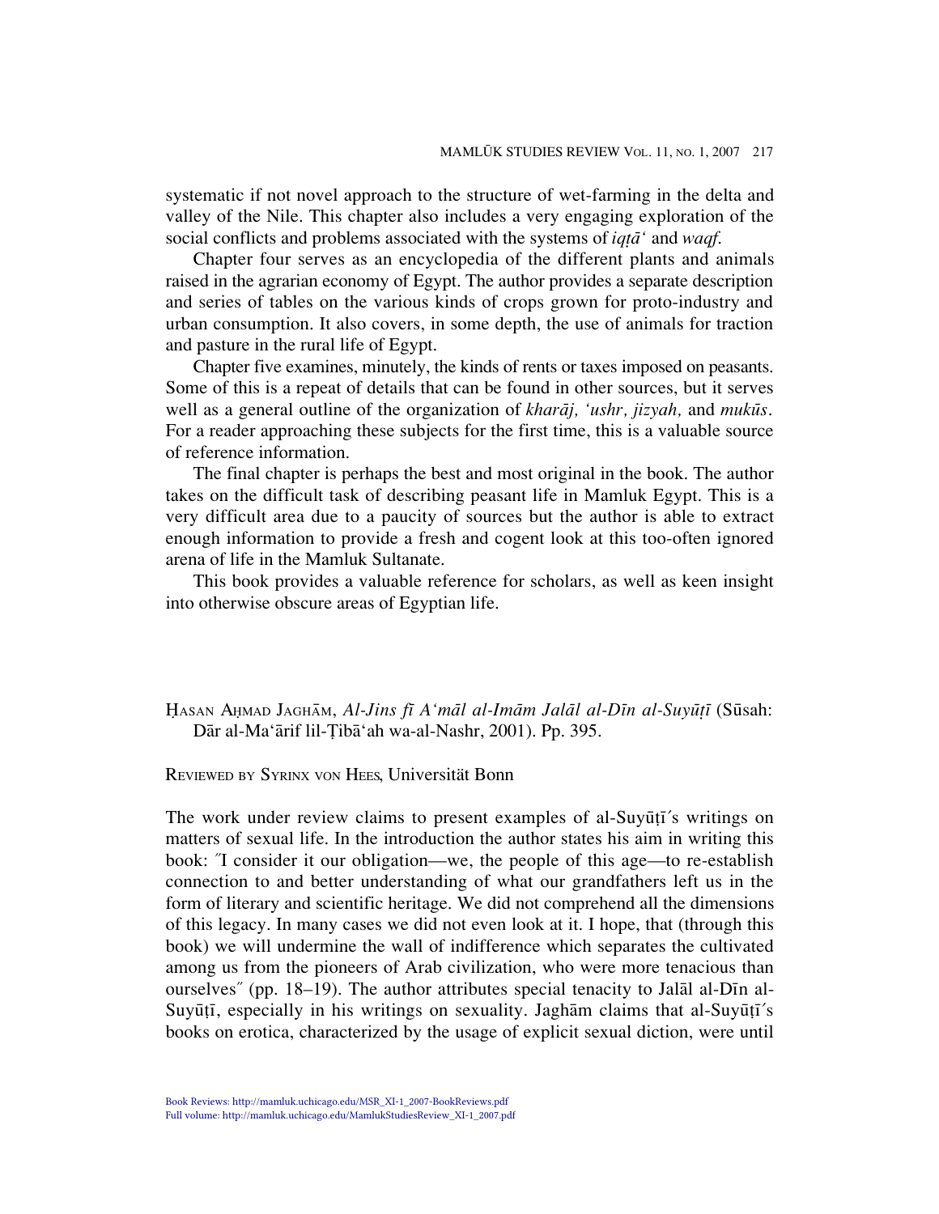systematic if not novel approach to the structure of wet-farming in the delta and valley of the Nile. This chapter also includes a very engaging exploration of the social conflicts and problems associated with the systems of *iqṭāʻ* and *waqf*.

Chapter four serves as an encyclopedia of the different plants and animals raised in the agrarian economy of Egypt. The author provides a separate description and series of tables on the various kinds of crops grown for proto-industry and urban consumption. It also covers, in some depth, the use of animals for traction and pasture in the rural life of Egypt.

Chapter five examines, minutely, the kinds of rents or taxes imposed on peasants. Some of this is a repeat of details that can be found in other sources, but it serves well as a general outline of the organization of *kharāj, ʻushr, jizyah,* and *mukūs*. For a reader approaching these subjects for the first time, this is a valuable source of reference information.

The final chapter is perhaps the best and most original in the book. The author takes on the difficult task of describing peasant life in Mamluk Egypt. This is a very difficult area due to a paucity of sources but the author is able to extract enough information to provide a fresh and cogent look at this too-often ignored arena of life in the Mamluk Sultanate.

This book provides a valuable reference for scholars, as well as keen insight into otherwise obscure areas of Egyptian life.

Ḥasan Aḥmad Jaghām, *Al-Jins fī Aʻmāl al-Imām Jalāl al-Dīn al-Suyūṭī* (Sūsah: Dār al-Maʻārif lil-Ṭibāʻah wa-al-Nashr, 2001). Pp. 395.

Reviewed by Syrinx von Hees, Universität Bonn

The work under review claims to present examples of al-Suyūṭī's writings on matters of sexual life. In the introduction the author states his aim in writing this book: "I consider it our obligation—we, the people of this age—to re-establish connection to and better understanding of what our grandfathers left us in the form of literary and scientific heritage. We did not comprehend all the dimensions of this legacy. In many cases we did not even look at it. I hope, that (through this book) we will undermine the wall of indifference which separates the cultivated among us from the pioneers of Arab civilization, who were more tenacious than ourselves" (pp. 18–19). The author attributes special tenacity to Jalāl al-Dīn al-Suyūṭī, especially in his writings on sexuality. Jaghām claims that al-Suyūṭī's books on erotica, characterized by the usage of explicit sexual diction, were until

Book Reviews: http://mamluk.uchicago.edu/MSR_XI-1_2007-BookReviews.pdf
Full volume: http://mamluk.uchicago.edu/MamlukStudiesReview_XI-1_2007.pdf